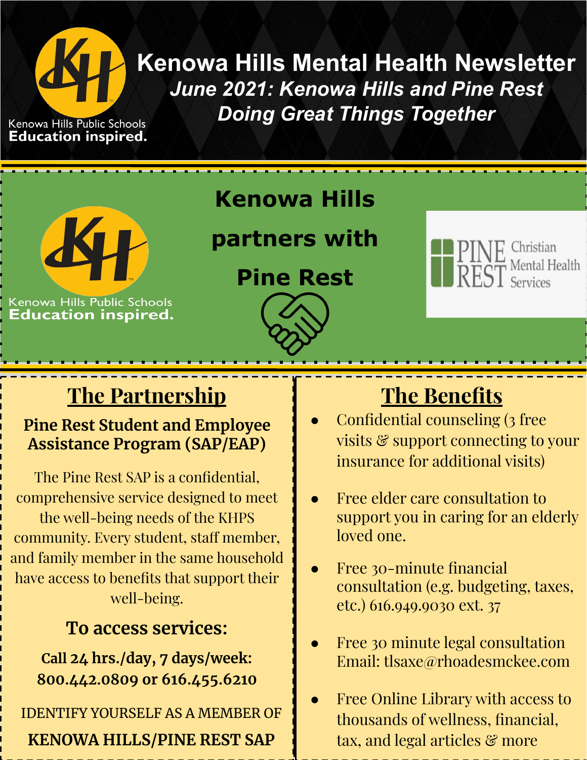# Kenowa Hills Mental Health Newsletter

## *June 2021: Kenowa Hills and Pine Rest Doing Great Things Together*

Kenowa Hills Public Schools
**Education inspired.**

## Kenowa Hills partners with Pine Rest

PINE REST Christian Mental Health Services

## The Partnership

### Pine Rest Student and Employee Assistance Program (SAP/EAP)

The Pine Rest SAP is a confidential, comprehensive service designed to meet the well-being needs of the KHPS community. Every student, staff member, and family member in the same household have access to benefits that support their well-being.

### To access services:

**Call 24 hrs./day, 7 days/week:**
**800.442.0809 or 616.455.6210**

IDENTIFY YOURSELF AS A MEMBER OF

**KENOWA HILLS/PINE REST SAP**

## The Benefits

- Confidential counseling (3 free visits & support connecting to your insurance for additional visits)
- Free elder care consultation to support you in caring for an elderly loved one.
- Free 30-minute financial consultation (e.g. budgeting, taxes, etc.) 616.949.9030 ext. 37
- Free 30 minute legal consultation Email: tlsaxe@rhoadesmckee.com
- Free Online Library with access to thousands of wellness, financial, tax, and legal articles & more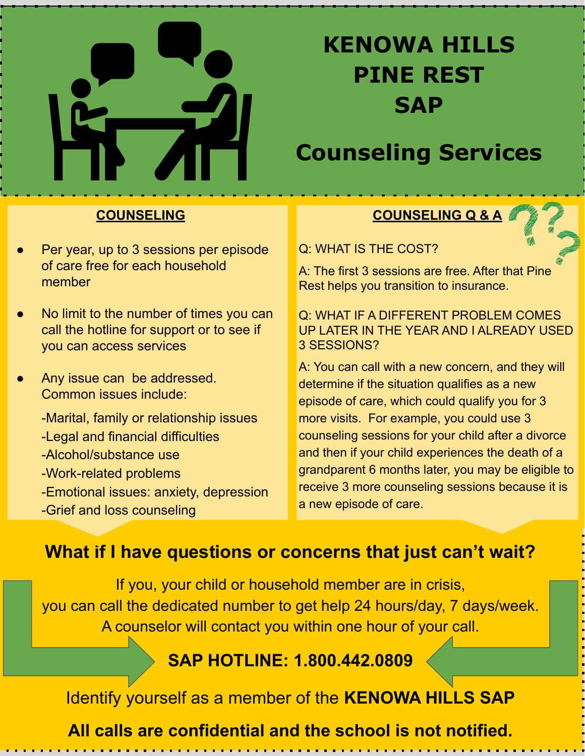# KENOWA HILLS
# PINE REST
# SAP

## Counseling Services

### COUNSELING

- Per year, up to 3 sessions per episode of care free for each household member
- No limit to the number of times you can call the hotline for support or to see if you can access services
- Any issue can be addressed. Common issues include:

  -Marital, family or relationship issues
  -Legal and financial difficulties
  -Alcohol/substance use
  -Work-related problems
  -Emotional issues: anxiety, depression
  -Grief and loss counseling

### COUNSELING Q & A

Q: WHAT IS THE COST?

A: The first 3 sessions are free. After that Pine Rest helps you transition to insurance.

Q: WHAT IF A DIFFERENT PROBLEM COMES UP LATER IN THE YEAR AND I ALREADY USED 3 SESSIONS?

A: You can call with a new concern, and they will determine if the situation qualifies as a new episode of care, which could qualify you for 3 more visits. For example, you could use 3 counseling sessions for your child after a divorce and then if your child experiences the death of a grandparent 6 months later, you may be eligible to receive 3 more counseling sessions because it is a new episode of care.

## What if I have questions or concerns that just can't wait?

If you, your child or household member are in crisis,
you can call the dedicated number to get help 24 hours/day, 7 days/week.
A counselor will contact you within one hour of your call.

**SAP HOTLINE: 1.800.442.0809**

Identify yourself as a member of the **KENOWA HILLS SAP**

**All calls are confidential and the school is not notified.**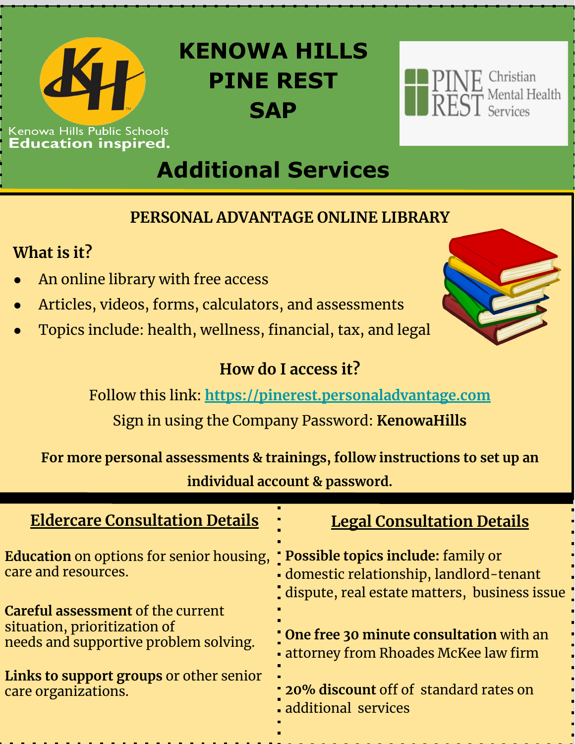Kenowa Hills Public Schools
Education inspired.

# KENOWA HILLS PINE REST SAP

PINE REST Christian Mental Health Services

## Additional Services

### PERSONAL ADVANTAGE ONLINE LIBRARY

**What is it?**

- An online library with free access
- Articles, videos, forms, calculators, and assessments
- Topics include: health, wellness, financial, tax, and legal

**How do I access it?**

Follow this link: https://pinerest.personaladvantage.com

Sign in using the Company Password: **KenowaHills**

**For more personal assessments & trainings, follow instructions to set up an individual account & password.**

### Eldercare Consultation Details

**Education** on options for senior housing, care and resources.

**Careful assessment** of the current situation, prioritization of needs and supportive problem solving.

**Links to support groups** or other senior care organizations.

### Legal Consultation Details

**Possible topics include:** family or domestic relationship, landlord-tenant dispute, real estate matters, business issue

**One free 30 minute consultation** with an attorney from Rhoades McKee law firm

**20% discount** off of standard rates on additional services